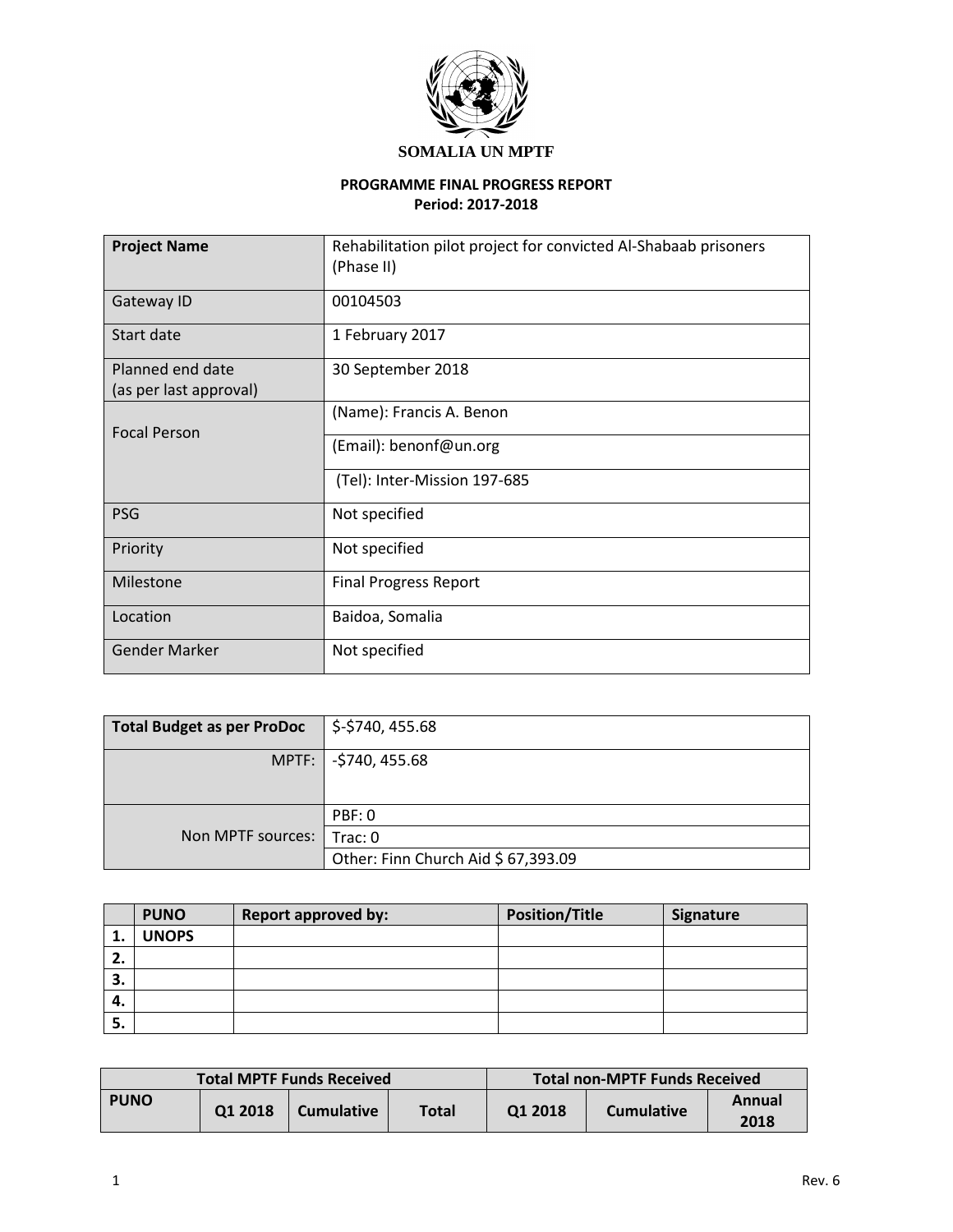**SOMALIA UN MPTF**

**PROGRAMME FINAL PROGRESS REPORT**
**Period: 2017-2018**

| **Project Name** | Rehabilitation pilot project for convicted Al-Shabaab prisoners (Phase II) |
|---|---|
| Gateway ID | 00104503 |
| Start date | 1 February 2017 |
| Planned end date (as per last approval) | 30 September 2018 |
| Focal Person | (Name): Francis A. Benon |
| | (Email): benonf@un.org |
| | (Tel): Inter-Mission 197-685 |
| PSG | Not specified |
| Priority | Not specified |
| Milestone | Final Progress Report |
| Location | Baidoa, Somalia |
| Gender Marker | Not specified |

| **Total Budget as per ProDoc** | $-$740, 455.68 |
|---|---|
| MPTF: | -$740, 455.68 |
| Non MPTF sources: | PBF: 0 |
| | Trac: 0 |
| | Other: Finn Church Aid $ 67,393.09 |

| | **PUNO** | **Report approved by:** | **Position/Title** | **Signature** |
|---|---|---|---|---|
| **1.** | **UNOPS** | | | |
| **2.** | | | | |
| **3.** | | | | |
| **4.** | | | | |
| **5.** | | | | |

| **Total MPTF Funds Received** | | | | **Total non-MPTF Funds Received** | | |
|---|---|---|---|---|---|---|
| **PUNO** | **Q1 2018** | **Cumulative** | **Total** | **Q1 2018** | **Cumulative** | **Annual 2018** |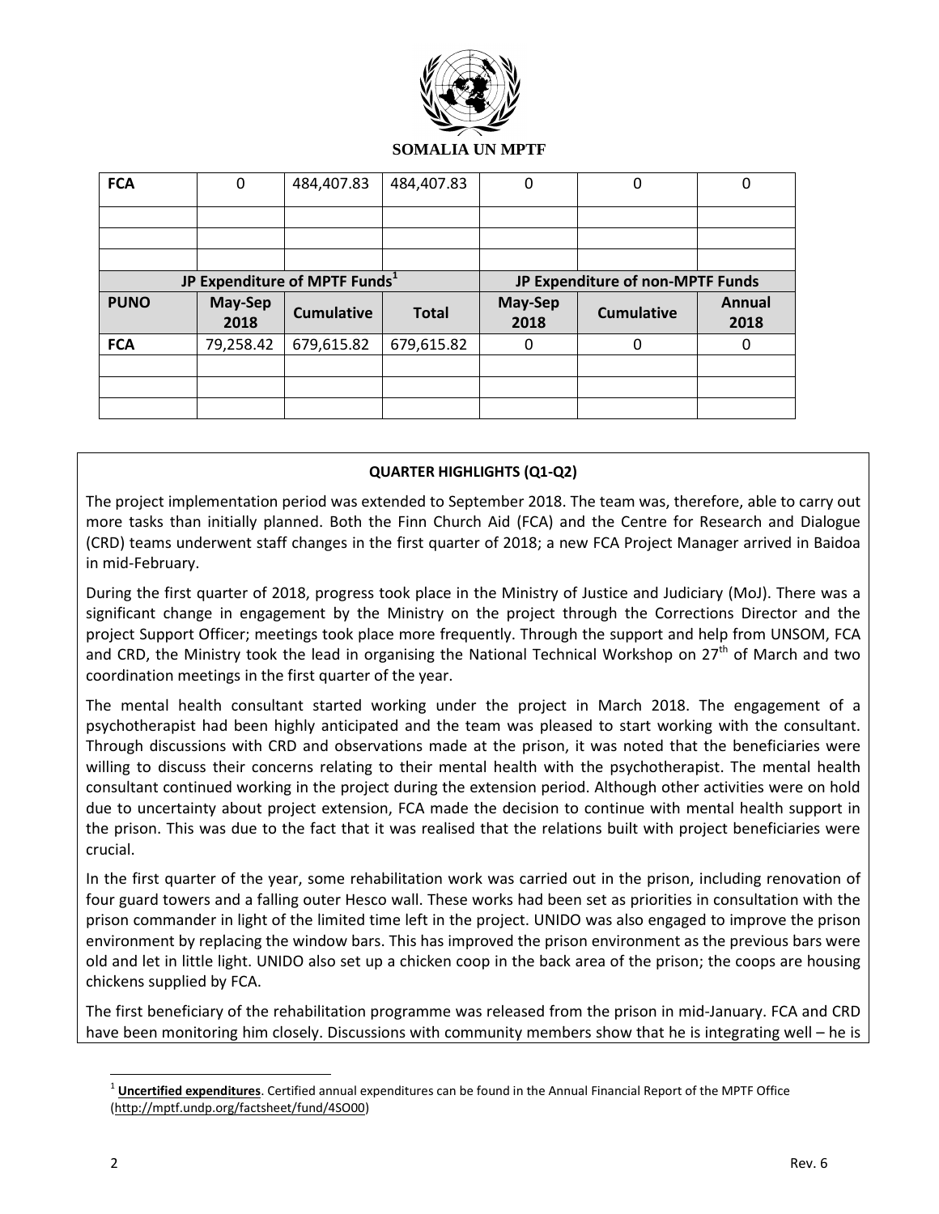**SOMALIA UN MPTF**

| FCA | 0 | 484,407.83 | 484,407.83 | 0 | 0 | 0 |
|---|---|---|---|---|---|---|
| | | | | | | |
| | | | | | | |
| | | | | | | |
| **JP Expenditure of MPTF Funds**[1] | | | | **JP Expenditure of non-MPTF Funds** | | |
| **PUNO** | **May-Sep 2018** | **Cumulative** | **Total** | **May-Sep 2018** | **Cumulative** | **Annual 2018** |
| **FCA** | 79,258.42 | 679,615.82 | 679,615.82 | 0 | 0 | 0 |
| | | | | | | |
| | | | | | | |
| | | | | | | |

**QUARTER HIGHLIGHTS (Q1-Q2)**

The project implementation period was extended to September 2018. The team was, therefore, able to carry out more tasks than initially planned. Both the Finn Church Aid (FCA) and the Centre for Research and Dialogue (CRD) teams underwent staff changes in the first quarter of 2018; a new FCA Project Manager arrived in Baidoa in mid-February.

During the first quarter of 2018, progress took place in the Ministry of Justice and Judiciary (MoJ). There was a significant change in engagement by the Ministry on the project through the Corrections Director and the project Support Officer; meetings took place more frequently. Through the support and help from UNSOM, FCA and CRD, the Ministry took the lead in organising the National Technical Workshop on 27th of March and two coordination meetings in the first quarter of the year.

The mental health consultant started working under the project in March 2018. The engagement of a psychotherapist had been highly anticipated and the team was pleased to start working with the consultant. Through discussions with CRD and observations made at the prison, it was noted that the beneficiaries were willing to discuss their concerns relating to their mental health with the psychotherapist. The mental health consultant continued working in the project during the extension period. Although other activities were on hold due to uncertainty about project extension, FCA made the decision to continue with mental health support in the prison. This was due to the fact that it was realised that the relations built with project beneficiaries were crucial.

In the first quarter of the year, some rehabilitation work was carried out in the prison, including renovation of four guard towers and a falling outer Hesco wall. These works had been set as priorities in consultation with the prison commander in light of the limited time left in the project. UNIDO was also engaged to improve the prison environment by replacing the window bars. This has improved the prison environment as the previous bars were old and let in little light. UNIDO also set up a chicken coop in the back area of the prison; the coops are housing chickens supplied by FCA.

The first beneficiary of the rehabilitation programme was released from the prison in mid-January. FCA and CRD have been monitoring him closely. Discussions with community members show that he is integrating well – he is

[1] **Uncertified expenditures**. Certified annual expenditures can be found in the Annual Financial Report of the MPTF Office (http://mptf.undp.org/factsheet/fund/4SO00)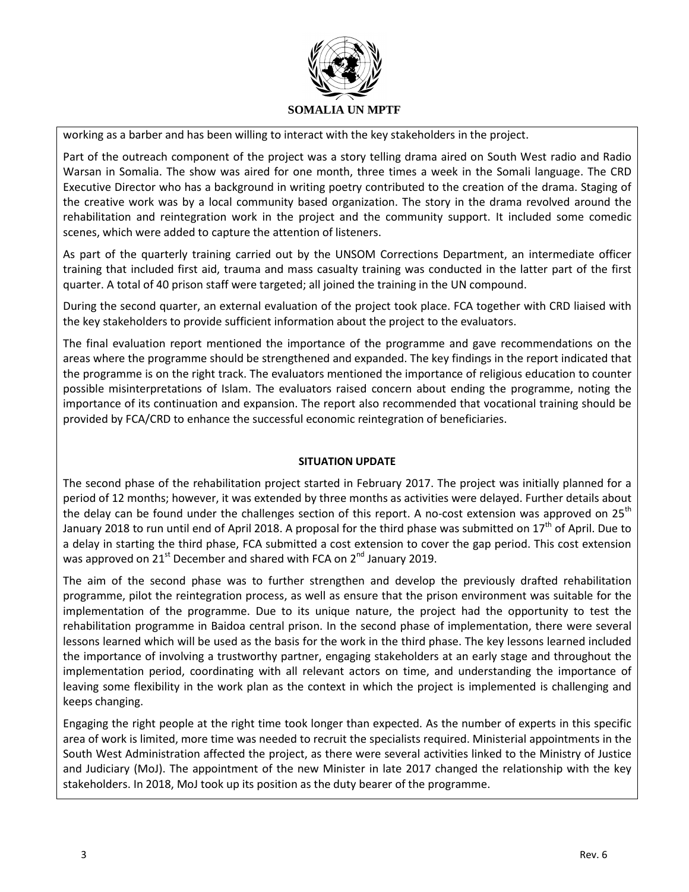working as a barber and has been willing to interact with the key stakeholders in the project.

Part of the outreach component of the project was a story telling drama aired on South West radio and Radio Warsan in Somalia. The show was aired for one month, three times a week in the Somali language. The CRD Executive Director who has a background in writing poetry contributed to the creation of the drama. Staging of the creative work was by a local community based organization. The story in the drama revolved around the rehabilitation and reintegration work in the project and the community support. It included some comedic scenes, which were added to capture the attention of listeners.

As part of the quarterly training carried out by the UNSOM Corrections Department, an intermediate officer training that included first aid, trauma and mass casualty training was conducted in the latter part of the first quarter. A total of 40 prison staff were targeted; all joined the training in the UN compound.

During the second quarter, an external evaluation of the project took place. FCA together with CRD liaised with the key stakeholders to provide sufficient information about the project to the evaluators.

The final evaluation report mentioned the importance of the programme and gave recommendations on the areas where the programme should be strengthened and expanded. The key findings in the report indicated that the programme is on the right track. The evaluators mentioned the importance of religious education to counter possible misinterpretations of Islam. The evaluators raised concern about ending the programme, noting the importance of its continuation and expansion. The report also recommended that vocational training should be provided by FCA/CRD to enhance the successful economic reintegration of beneficiaries.

**SITUATION UPDATE**

The second phase of the rehabilitation project started in February 2017. The project was initially planned for a period of 12 months; however, it was extended by three months as activities were delayed. Further details about the delay can be found under the challenges section of this report. A no-cost extension was approved on 25th January 2018 to run until end of April 2018. A proposal for the third phase was submitted on 17th of April. Due to a delay in starting the third phase, FCA submitted a cost extension to cover the gap period. This cost extension was approved on 21st December and shared with FCA on 2nd January 2019.

The aim of the second phase was to further strengthen and develop the previously drafted rehabilitation programme, pilot the reintegration process, as well as ensure that the prison environment was suitable for the implementation of the programme. Due to its unique nature, the project had the opportunity to test the rehabilitation programme in Baidoa central prison. In the second phase of implementation, there were several lessons learned which will be used as the basis for the work in the third phase. The key lessons learned included the importance of involving a trustworthy partner, engaging stakeholders at an early stage and throughout the implementation period, coordinating with all relevant actors on time, and understanding the importance of leaving some flexibility in the work plan as the context in which the project is implemented is challenging and keeps changing.

Engaging the right people at the right time took longer than expected. As the number of experts in this specific area of work is limited, more time was needed to recruit the specialists required. Ministerial appointments in the South West Administration affected the project, as there were several activities linked to the Ministry of Justice and Judiciary (MoJ). The appointment of the new Minister in late 2017 changed the relationship with the key stakeholders. In 2018, MoJ took up its position as the duty bearer of the programme.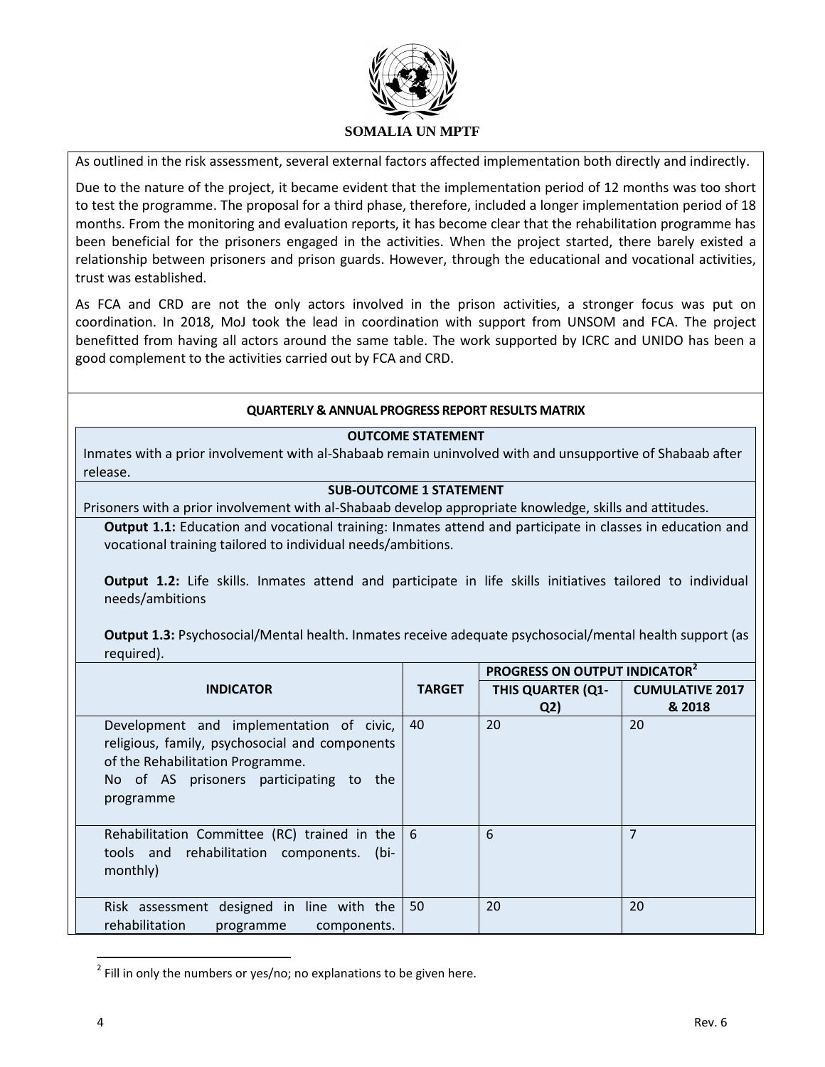As outlined in the risk assessment, several external factors affected implementation both directly and indirectly.

Due to the nature of the project, it became evident that the implementation period of 12 months was too short to test the programme. The proposal for a third phase, therefore, included a longer implementation period of 18 months. From the monitoring and evaluation reports, it has become clear that the rehabilitation programme has been beneficial for the prisoners engaged in the activities. When the project started, there barely existed a relationship between prisoners and prison guards. However, through the educational and vocational activities, trust was established.

As FCA and CRD are not the only actors involved in the prison activities, a stronger focus was put on coordination. In 2018, MoJ took the lead in coordination with support from UNSOM and FCA. The project benefitted from having all actors around the same table. The work supported by ICRC and UNIDO has been a good complement to the activities carried out by FCA and CRD.

**QUARTERLY & ANNUAL PROGRESS REPORT RESULTS MATRIX**

**OUTCOME STATEMENT**

Inmates with a prior involvement with al-Shabaab remain uninvolved with and unsupportive of Shabaab after release.

**SUB-OUTCOME 1 STATEMENT**

Prisoners with a prior involvement with al-Shabaab develop appropriate knowledge, skills and attitudes.

**Output 1.1:** Education and vocational training: Inmates attend and participate in classes in education and vocational training tailored to individual needs/ambitions.

**Output 1.2:** Life skills. Inmates attend and participate in life skills initiatives tailored to individual needs/ambitions

**Output 1.3:** Psychosocial/Mental health. Inmates receive adequate psychosocial/mental health support (as required).

| INDICATOR | TARGET | PROGRESS ON OUTPUT INDICATOR[2] | |
|---|---|---|---|
| | | THIS QUARTER (Q1-Q2) | CUMULATIVE 2017 & 2018 |
| Development and implementation of civic, religious, family, psychosocial and components of the Rehabilitation Programme.<br>No of AS prisoners participating to the programme | 40 | 20 | 20 |
| Rehabilitation Committee (RC) trained in the tools and rehabilitation components. (bi-monthly) | 6 | 6 | 7 |
| Risk assessment designed in line with the rehabilitation programme components. | 50 | 20 | 20 |

[2] Fill in only the numbers or yes/no; no explanations to be given here.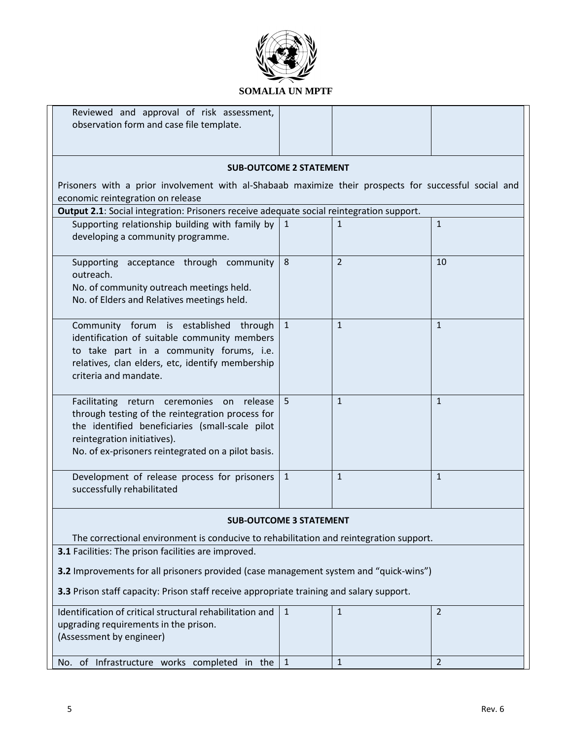| | | | |
|---|---|---|---|
| Reviewed and approval of risk assessment, observation form and case file template. | | | |
| **SUB-OUTCOME 2 STATEMENT**<br>Prisoners with a prior involvement with al-Shabaab maximize their prospects for successful social and economic reintegration on release | | | |
| **Output 2.1**: Social integration: Prisoners receive adequate social reintegration support. | | | |
| Supporting relationship building with family by developing a community programme. | 1 | 1 | 1 |
| Supporting acceptance through community outreach.<br>No. of community outreach meetings held.<br>No. of Elders and Relatives meetings held. | 8 | 2 | 10 |
| Community forum is established through identification of suitable community members to take part in a community forums, i.e. relatives, clan elders, etc, identify membership criteria and mandate. | 1 | 1 | 1 |
| Facilitating return ceremonies on release through testing of the reintegration process for the identified beneficiaries (small-scale pilot reintegration initiatives).<br>No. of ex-prisoners reintegrated on a pilot basis. | 5 | 1 | 1 |
| Development of release process for prisoners successfully rehabilitated | 1 | 1 | 1 |
| **SUB-OUTCOME 3 STATEMENT**<br>The correctional environment is conducive to rehabilitation and reintegration support. | | | |
| **3.1** Facilities: The prison facilities are improved.<br>**3.2** Improvements for all prisoners provided (case management system and "quick-wins")<br>**3.3** Prison staff capacity: Prison staff receive appropriate training and salary support. | | | |
| Identification of critical structural rehabilitation and upgrading requirements in the prison.<br>(Assessment by engineer) | 1 | 1 | 2 |
| No. of Infrastructure works completed in the | 1 | 1 | 2 |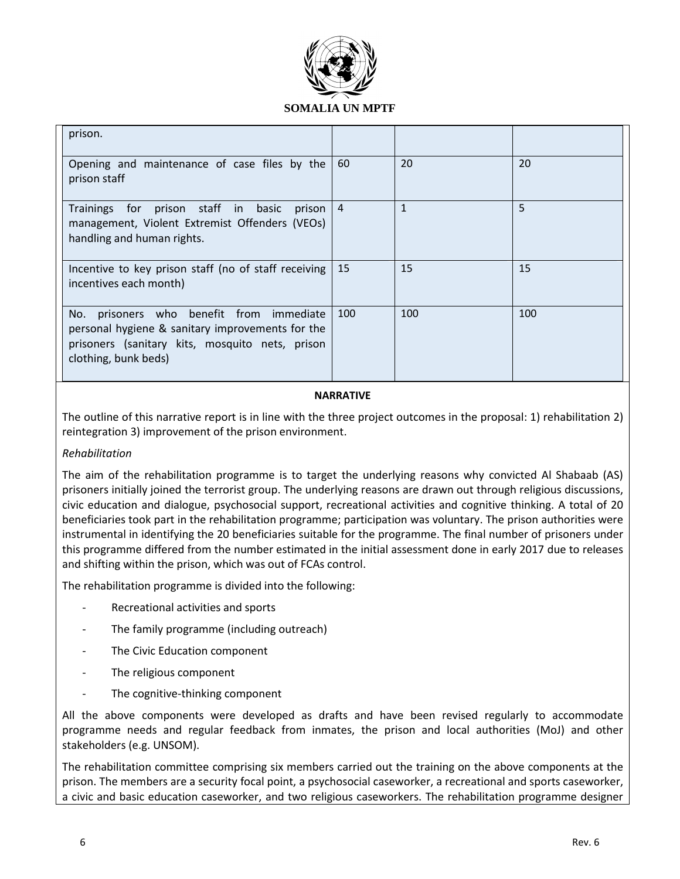| | | | |
|---|---|---|---|
| prison. | | | |
| Opening and maintenance of case files by the prison staff | 60 | 20 | 20 |
| Trainings for prison staff in basic prison management, Violent Extremist Offenders (VEOs) handling and human rights. | 4 | 1 | 5 |
| Incentive to key prison staff (no of staff receiving incentives each month) | 15 | 15 | 15 |
| No. prisoners who benefit from immediate personal hygiene & sanitary improvements for the prisoners (sanitary kits, mosquito nets, prison clothing, bunk beds) | 100 | 100 | 100 |

**NARRATIVE**

The outline of this narrative report is in line with the three project outcomes in the proposal: 1) rehabilitation 2) reintegration 3) improvement of the prison environment.

*Rehabilitation*

The aim of the rehabilitation programme is to target the underlying reasons why convicted Al Shabaab (AS) prisoners initially joined the terrorist group. The underlying reasons are drawn out through religious discussions, civic education and dialogue, psychosocial support, recreational activities and cognitive thinking. A total of 20 beneficiaries took part in the rehabilitation programme; participation was voluntary. The prison authorities were instrumental in identifying the 20 beneficiaries suitable for the programme. The final number of prisoners under this programme differed from the number estimated in the initial assessment done in early 2017 due to releases and shifting within the prison, which was out of FCAs control.

The rehabilitation programme is divided into the following:

- Recreational activities and sports
- The family programme (including outreach)
- The Civic Education component
- The religious component
- The cognitive-thinking component

All the above components were developed as drafts and have been revised regularly to accommodate programme needs and regular feedback from inmates, the prison and local authorities (MoJ) and other stakeholders (e.g. UNSOM).

The rehabilitation committee comprising six members carried out the training on the above components at the prison. The members are a security focal point, a psychosocial caseworker, a recreational and sports caseworker, a civic and basic education caseworker, and two religious caseworkers. The rehabilitation programme designer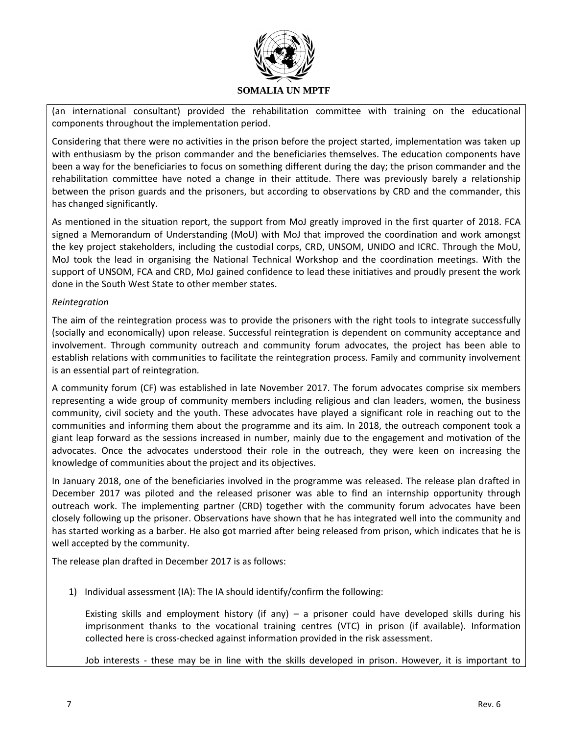(an international consultant) provided the rehabilitation committee with training on the educational components throughout the implementation period.

Considering that there were no activities in the prison before the project started, implementation was taken up with enthusiasm by the prison commander and the beneficiaries themselves. The education components have been a way for the beneficiaries to focus on something different during the day; the prison commander and the rehabilitation committee have noted a change in their attitude. There was previously barely a relationship between the prison guards and the prisoners, but according to observations by CRD and the commander, this has changed significantly.

As mentioned in the situation report, the support from MoJ greatly improved in the first quarter of 2018. FCA signed a Memorandum of Understanding (MoU) with MoJ that improved the coordination and work amongst the key project stakeholders, including the custodial corps, CRD, UNSOM, UNIDO and ICRC. Through the MoU, MoJ took the lead in organising the National Technical Workshop and the coordination meetings. With the support of UNSOM, FCA and CRD, MoJ gained confidence to lead these initiatives and proudly present the work done in the South West State to other member states.

*Reintegration*

The aim of the reintegration process was to provide the prisoners with the right tools to integrate successfully (socially and economically) upon release. Successful reintegration is dependent on community acceptance and involvement. Through community outreach and community forum advocates, the project has been able to establish relations with communities to facilitate the reintegration process. Family and community involvement is an essential part of reintegration.

A community forum (CF) was established in late November 2017. The forum advocates comprise six members representing a wide group of community members including religious and clan leaders, women, the business community, civil society and the youth. These advocates have played a significant role in reaching out to the communities and informing them about the programme and its aim. In 2018, the outreach component took a giant leap forward as the sessions increased in number, mainly due to the engagement and motivation of the advocates. Once the advocates understood their role in the outreach, they were keen on increasing the knowledge of communities about the project and its objectives.

In January 2018, one of the beneficiaries involved in the programme was released. The release plan drafted in December 2017 was piloted and the released prisoner was able to find an internship opportunity through outreach work. The implementing partner (CRD) together with the community forum advocates have been closely following up the prisoner. Observations have shown that he has integrated well into the community and has started working as a barber. He also got married after being released from prison, which indicates that he is well accepted by the community.

The release plan drafted in December 2017 is as follows:

1) Individual assessment (IA): The IA should identify/confirm the following:

   Existing skills and employment history (if any) – a prisoner could have developed skills during his imprisonment thanks to the vocational training centres (VTC) in prison (if available). Information collected here is cross-checked against information provided in the risk assessment.

   Job interests - these may be in line with the skills developed in prison. However, it is important to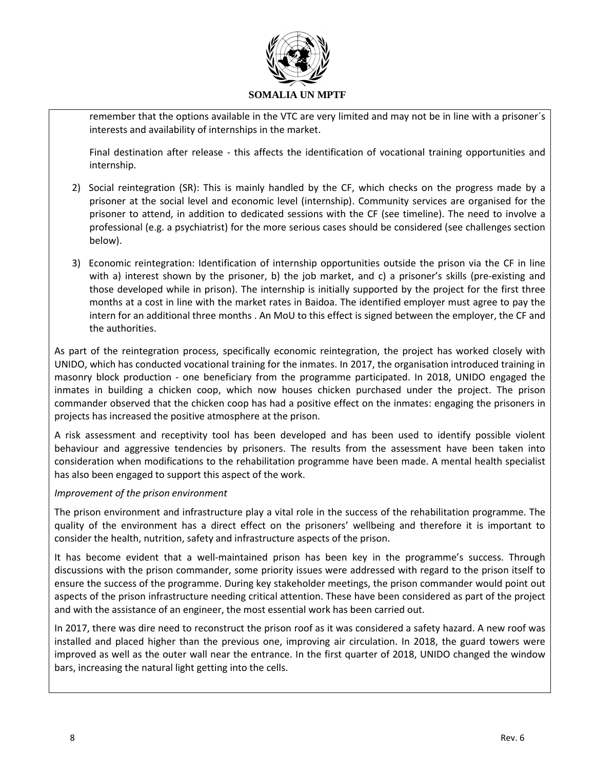remember that the options available in the VTC are very limited and may not be in line with a prisoner´s interests and availability of internships in the market.

Final destination after release - this affects the identification of vocational training opportunities and internship.

2) Social reintegration (SR): This is mainly handled by the CF, which checks on the progress made by a prisoner at the social level and economic level (internship). Community services are organised for the prisoner to attend, in addition to dedicated sessions with the CF (see timeline). The need to involve a professional (e.g. a psychiatrist) for the more serious cases should be considered (see challenges section below).

3) Economic reintegration: Identification of internship opportunities outside the prison via the CF in line with a) interest shown by the prisoner, b) the job market, and c) a prisoner's skills (pre-existing and those developed while in prison). The internship is initially supported by the project for the first three months at a cost in line with the market rates in Baidoa. The identified employer must agree to pay the intern for an additional three months . An MoU to this effect is signed between the employer, the CF and the authorities.

As part of the reintegration process, specifically economic reintegration, the project has worked closely with UNIDO, which has conducted vocational training for the inmates. In 2017, the organisation introduced training in masonry block production - one beneficiary from the programme participated. In 2018, UNIDO engaged the inmates in building a chicken coop, which now houses chicken purchased under the project. The prison commander observed that the chicken coop has had a positive effect on the inmates: engaging the prisoners in projects has increased the positive atmosphere at the prison.

A risk assessment and receptivity tool has been developed and has been used to identify possible violent behaviour and aggressive tendencies by prisoners. The results from the assessment have been taken into consideration when modifications to the rehabilitation programme have been made. A mental health specialist has also been engaged to support this aspect of the work.

*Improvement of the prison environment*

The prison environment and infrastructure play a vital role in the success of the rehabilitation programme. The quality of the environment has a direct effect on the prisoners' wellbeing and therefore it is important to consider the health, nutrition, safety and infrastructure aspects of the prison.

It has become evident that a well-maintained prison has been key in the programme's success. Through discussions with the prison commander, some priority issues were addressed with regard to the prison itself to ensure the success of the programme. During key stakeholder meetings, the prison commander would point out aspects of the prison infrastructure needing critical attention. These have been considered as part of the project and with the assistance of an engineer, the most essential work has been carried out.

In 2017, there was dire need to reconstruct the prison roof as it was considered a safety hazard. A new roof was installed and placed higher than the previous one, improving air circulation. In 2018, the guard towers were improved as well as the outer wall near the entrance. In the first quarter of 2018, UNIDO changed the window bars, increasing the natural light getting into the cells.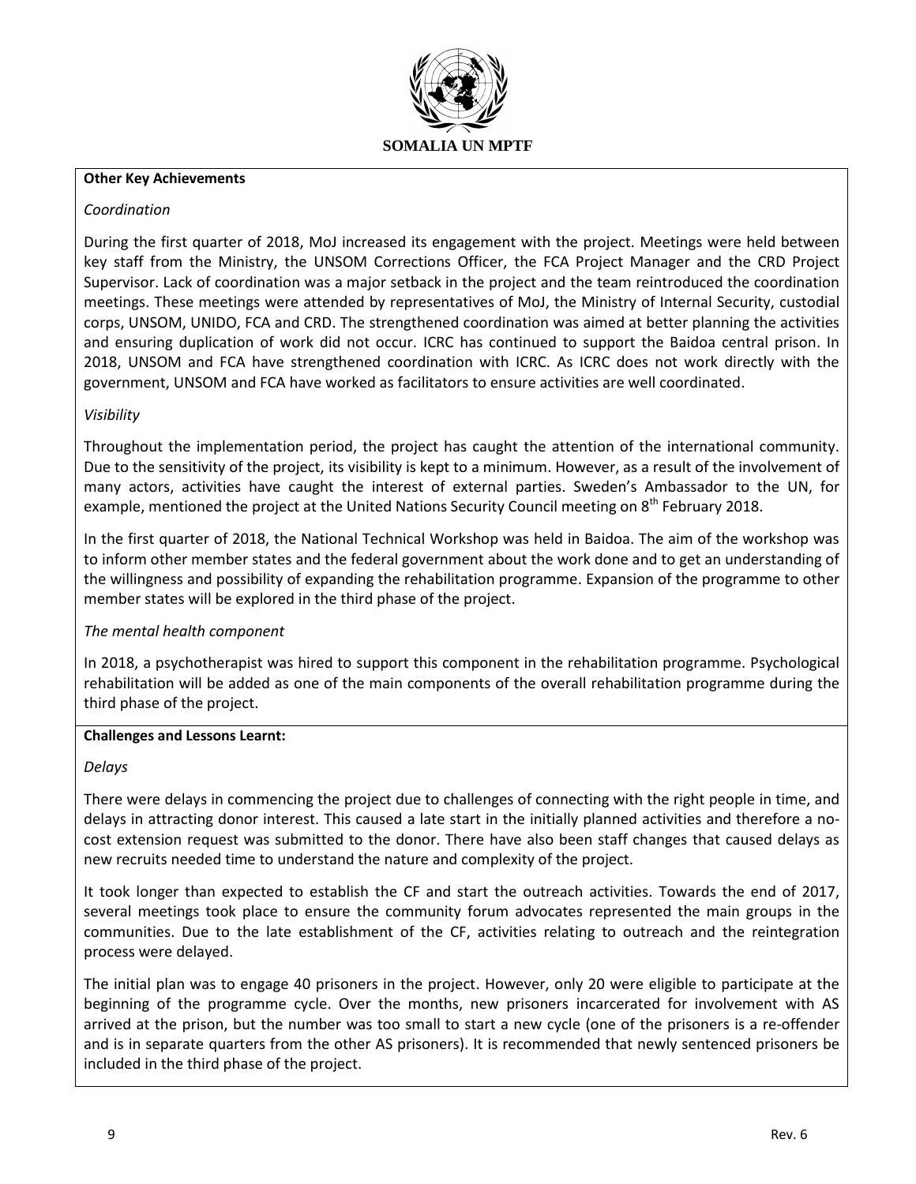**Other Key Achievements**

*Coordination*

During the first quarter of 2018, MoJ increased its engagement with the project. Meetings were held between key staff from the Ministry, the UNSOM Corrections Officer, the FCA Project Manager and the CRD Project Supervisor. Lack of coordination was a major setback in the project and the team reintroduced the coordination meetings. These meetings were attended by representatives of MoJ, the Ministry of Internal Security, custodial corps, UNSOM, UNIDO, FCA and CRD. The strengthened coordination was aimed at better planning the activities and ensuring duplication of work did not occur. ICRC has continued to support the Baidoa central prison. In 2018, UNSOM and FCA have strengthened coordination with ICRC. As ICRC does not work directly with the government, UNSOM and FCA have worked as facilitators to ensure activities are well coordinated.

*Visibility*

Throughout the implementation period, the project has caught the attention of the international community. Due to the sensitivity of the project, its visibility is kept to a minimum. However, as a result of the involvement of many actors, activities have caught the interest of external parties. Sweden's Ambassador to the UN, for example, mentioned the project at the United Nations Security Council meeting on 8th February 2018.

In the first quarter of 2018, the National Technical Workshop was held in Baidoa. The aim of the workshop was to inform other member states and the federal government about the work done and to get an understanding of the willingness and possibility of expanding the rehabilitation programme. Expansion of the programme to other member states will be explored in the third phase of the project.

*The mental health component*

In 2018, a psychotherapist was hired to support this component in the rehabilitation programme. Psychological rehabilitation will be added as one of the main components of the overall rehabilitation programme during the third phase of the project.

**Challenges and Lessons Learnt:**

*Delays*

There were delays in commencing the project due to challenges of connecting with the right people in time, and delays in attracting donor interest. This caused a late start in the initially planned activities and therefore a no-cost extension request was submitted to the donor. There have also been staff changes that caused delays as new recruits needed time to understand the nature and complexity of the project.

It took longer than expected to establish the CF and start the outreach activities. Towards the end of 2017, several meetings took place to ensure the community forum advocates represented the main groups in the communities. Due to the late establishment of the CF, activities relating to outreach and the reintegration process were delayed.

The initial plan was to engage 40 prisoners in the project. However, only 20 were eligible to participate at the beginning of the programme cycle. Over the months, new prisoners incarcerated for involvement with AS arrived at the prison, but the number was too small to start a new cycle (one of the prisoners is a re-offender and is in separate quarters from the other AS prisoners). It is recommended that newly sentenced prisoners be included in the third phase of the project.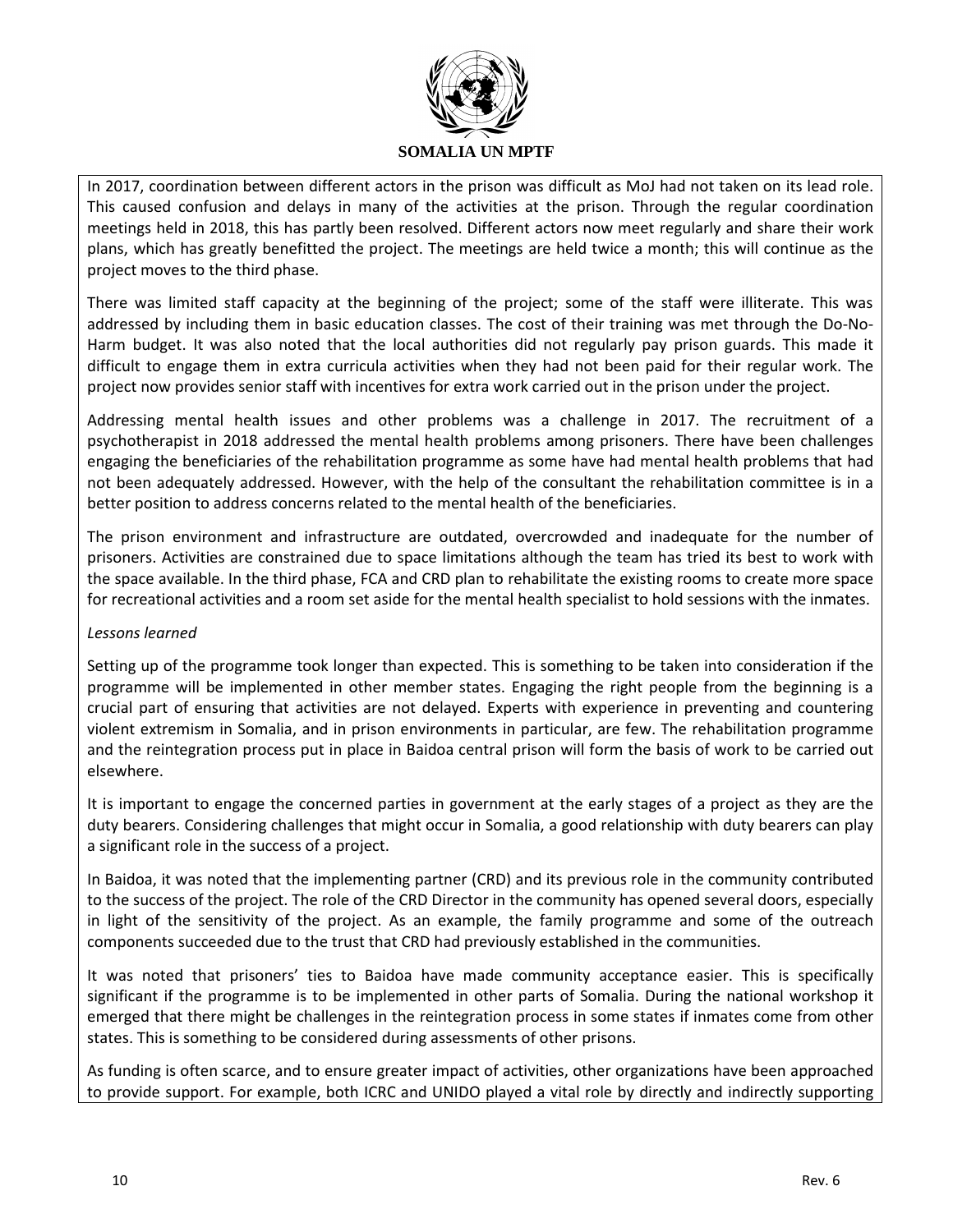In 2017, coordination between different actors in the prison was difficult as MoJ had not taken on its lead role. This caused confusion and delays in many of the activities at the prison. Through the regular coordination meetings held in 2018, this has partly been resolved. Different actors now meet regularly and share their work plans, which has greatly benefitted the project. The meetings are held twice a month; this will continue as the project moves to the third phase.

There was limited staff capacity at the beginning of the project; some of the staff were illiterate. This was addressed by including them in basic education classes. The cost of their training was met through the Do-No-Harm budget. It was also noted that the local authorities did not regularly pay prison guards. This made it difficult to engage them in extra curricula activities when they had not been paid for their regular work. The project now provides senior staff with incentives for extra work carried out in the prison under the project.

Addressing mental health issues and other problems was a challenge in 2017. The recruitment of a psychotherapist in 2018 addressed the mental health problems among prisoners. There have been challenges engaging the beneficiaries of the rehabilitation programme as some have had mental health problems that had not been adequately addressed. However, with the help of the consultant the rehabilitation committee is in a better position to address concerns related to the mental health of the beneficiaries.

The prison environment and infrastructure are outdated, overcrowded and inadequate for the number of prisoners. Activities are constrained due to space limitations although the team has tried its best to work with the space available. In the third phase, FCA and CRD plan to rehabilitate the existing rooms to create more space for recreational activities and a room set aside for the mental health specialist to hold sessions with the inmates.

*Lessons learned*

Setting up of the programme took longer than expected. This is something to be taken into consideration if the programme will be implemented in other member states. Engaging the right people from the beginning is a crucial part of ensuring that activities are not delayed. Experts with experience in preventing and countering violent extremism in Somalia, and in prison environments in particular, are few. The rehabilitation programme and the reintegration process put in place in Baidoa central prison will form the basis of work to be carried out elsewhere.

It is important to engage the concerned parties in government at the early stages of a project as they are the duty bearers. Considering challenges that might occur in Somalia, a good relationship with duty bearers can play a significant role in the success of a project.

In Baidoa, it was noted that the implementing partner (CRD) and its previous role in the community contributed to the success of the project. The role of the CRD Director in the community has opened several doors, especially in light of the sensitivity of the project. As an example, the family programme and some of the outreach components succeeded due to the trust that CRD had previously established in the communities.

It was noted that prisoners' ties to Baidoa have made community acceptance easier. This is specifically significant if the programme is to be implemented in other parts of Somalia. During the national workshop it emerged that there might be challenges in the reintegration process in some states if inmates come from other states. This is something to be considered during assessments of other prisons.

As funding is often scarce, and to ensure greater impact of activities, other organizations have been approached to provide support. For example, both ICRC and UNIDO played a vital role by directly and indirectly supporting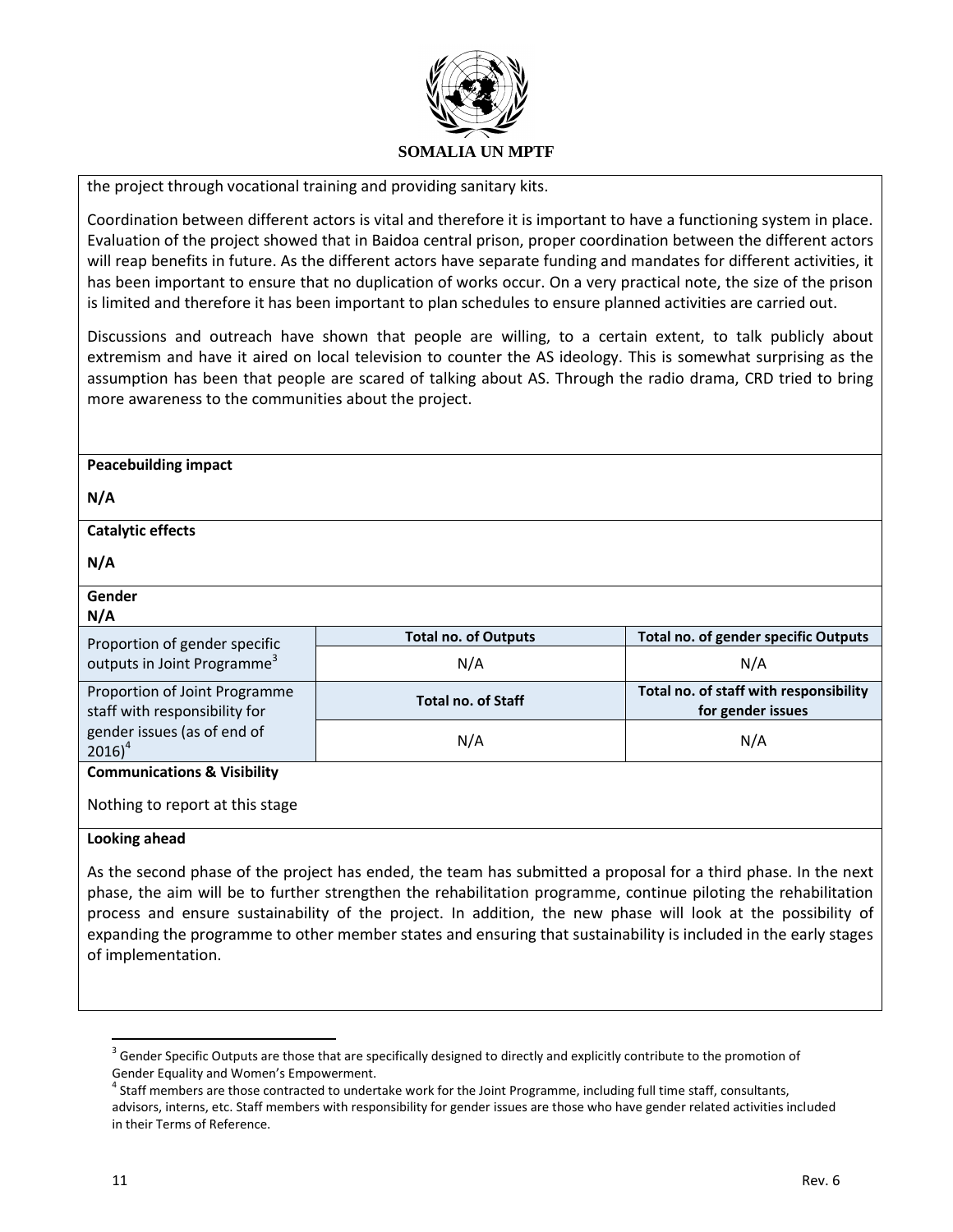the project through vocational training and providing sanitary kits.

Coordination between different actors is vital and therefore it is important to have a functioning system in place. Evaluation of the project showed that in Baidoa central prison, proper coordination between the different actors will reap benefits in future. As the different actors have separate funding and mandates for different activities, it has been important to ensure that no duplication of works occur. On a very practical note, the size of the prison is limited and therefore it has been important to plan schedules to ensure planned activities are carried out.

Discussions and outreach have shown that people are willing, to a certain extent, to talk publicly about extremism and have it aired on local television to counter the AS ideology. This is somewhat surprising as the assumption has been that people are scared of talking about AS. Through the radio drama, CRD tried to bring more awareness to the communities about the project.

**Peacebuilding impact**

**N/A**

**Catalytic effects**

**N/A**

**Gender**

**N/A**

| | Total no. of Outputs | Total no. of gender specific Outputs |
|---|---|---|
| Proportion of gender specific outputs in Joint Programme[3] | N/A | N/A |
| | **Total no. of Staff** | **Total no. of staff with responsibility for gender issues** |
| Proportion of Joint Programme staff with responsibility for gender issues (as of end of 2016)[4] | N/A | N/A |

**Communications & Visibility**

Nothing to report at this stage

**Looking ahead**

As the second phase of the project has ended, the team has submitted a proposal for a third phase. In the next phase, the aim will be to further strengthen the rehabilitation programme, continue piloting the rehabilitation process and ensure sustainability of the project. In addition, the new phase will look at the possibility of expanding the programme to other member states and ensuring that sustainability is included in the early stages of implementation.

[3] Gender Specific Outputs are those that are specifically designed to directly and explicitly contribute to the promotion of Gender Equality and Women's Empowerment.

[4] Staff members are those contracted to undertake work for the Joint Programme, including full time staff, consultants, advisors, interns, etc. Staff members with responsibility for gender issues are those who have gender related activities included in their Terms of Reference.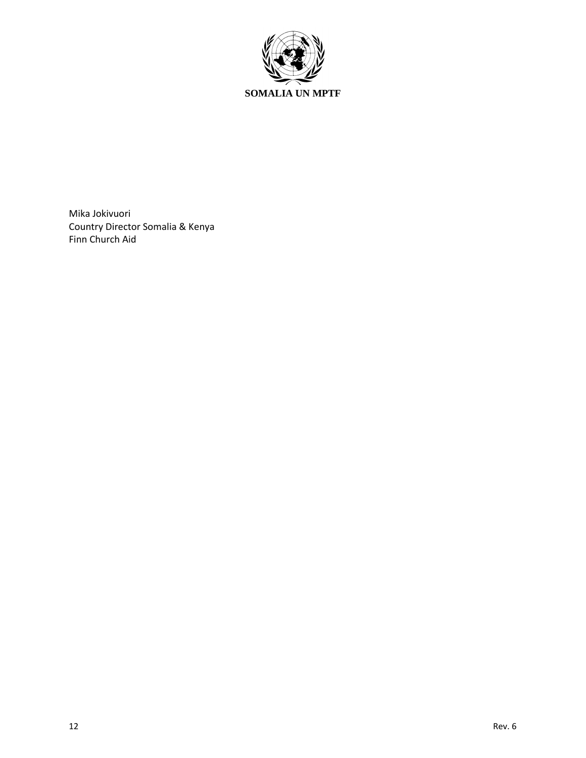**SOMALIA UN MPTF**

Mika Jokivuori
Country Director Somalia & Kenya
Finn Church Aid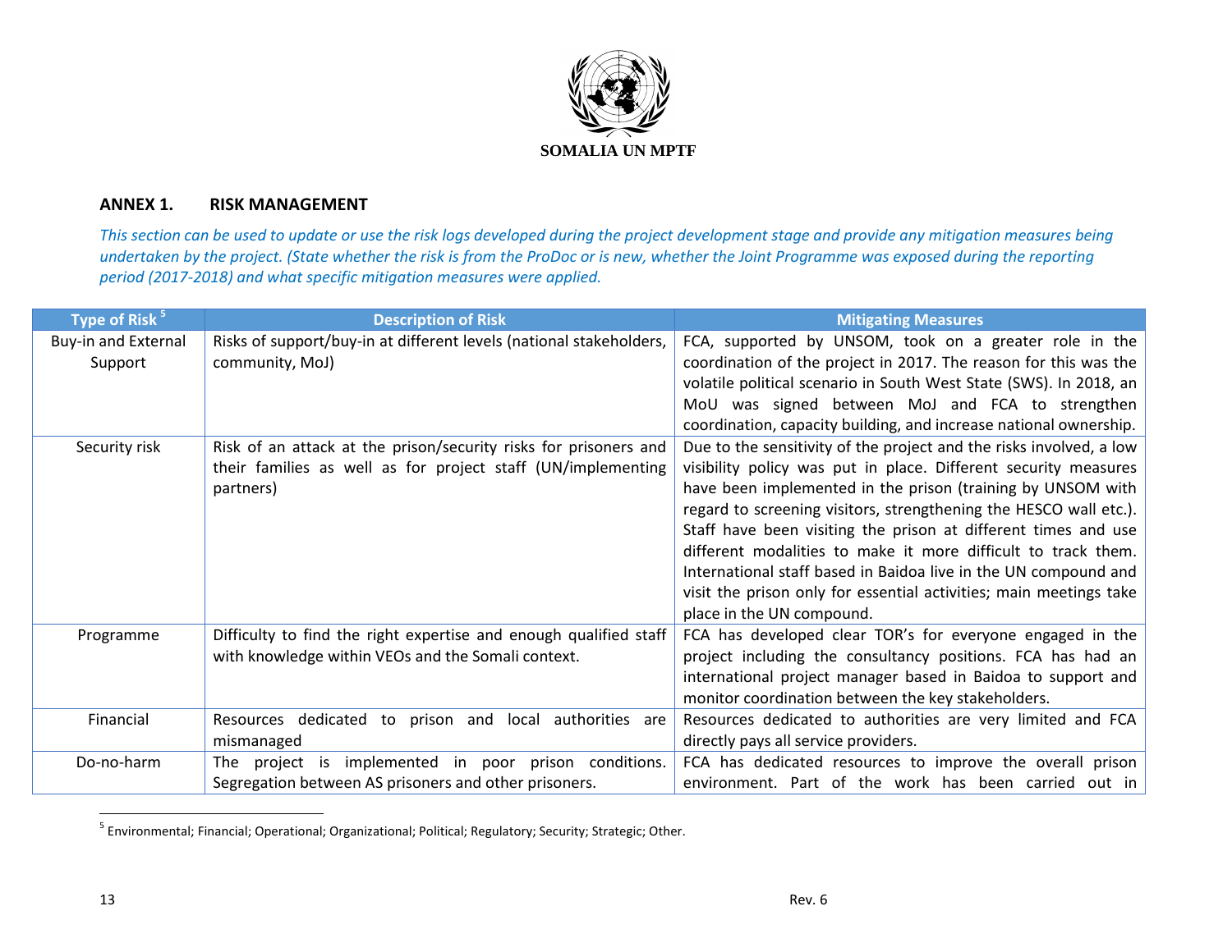SOMALIA UN MPTF

## ANNEX 1. RISK MANAGEMENT

*This section can be used to update or use the risk logs developed during the project development stage and provide any mitigation measures being undertaken by the project. (State whether the risk is from the ProDoc or is new, whether the Joint Programme was exposed during the reporting period (2017-2018) and what specific mitigation measures were applied.*

| Type of Risk [5] | Description of Risk | Mitigating Measures |
|---|---|---|
| Buy-in and External Support | Risks of support/buy-in at different levels (national stakeholders, community, MoJ) | FCA, supported by UNSOM, took on a greater role in the coordination of the project in 2017. The reason for this was the volatile political scenario in South West State (SWS). In 2018, an MoU was signed between MoJ and FCA to strengthen coordination, capacity building, and increase national ownership. |
| Security risk | Risk of an attack at the prison/security risks for prisoners and their families as well as for project staff (UN/implementing partners) | Due to the sensitivity of the project and the risks involved, a low visibility policy was put in place. Different security measures have been implemented in the prison (training by UNSOM with regard to screening visitors, strengthening the HESCO wall etc.). Staff have been visiting the prison at different times and use different modalities to make it more difficult to track them. International staff based in Baidoa live in the UN compound and visit the prison only for essential activities; main meetings take place in the UN compound. |
| Programme | Difficulty to find the right expertise and enough qualified staff with knowledge within VEOs and the Somali context. | FCA has developed clear TOR's for everyone engaged in the project including the consultancy positions. FCA has had an international project manager based in Baidoa to support and monitor coordination between the key stakeholders. |
| Financial | Resources dedicated to prison and local authorities are mismanaged | Resources dedicated to authorities are very limited and FCA directly pays all service providers. |
| Do-no-harm | The project is implemented in poor prison conditions. Segregation between AS prisoners and other prisoners. | FCA has dedicated resources to improve the overall prison environment. Part of the work has been carried out in |

[5] Environmental; Financial; Operational; Organizational; Political; Regulatory; Security; Strategic; Other.

Rev. 6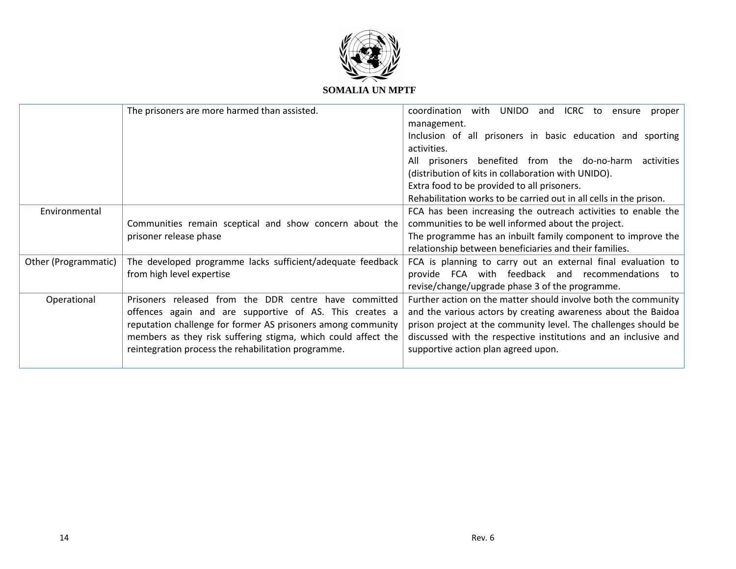| | | |
|---|---|---|
| | The prisoners are more harmed than assisted. | coordination with UNIDO and ICRC to ensure proper management.<br>Inclusion of all prisoners in basic education and sporting activities.<br>All prisoners benefited from the do-no-harm activities (distribution of kits in collaboration with UNIDO).<br>Extra food to be provided to all prisoners.<br>Rehabilitation works to be carried out in all cells in the prison. |
| Environmental | Communities remain sceptical and show concern about the prisoner release phase | FCA has been increasing the outreach activities to enable the communities to be well informed about the project.<br>The programme has an inbuilt family component to improve the relationship between beneficiaries and their families. |
| Other (Programmatic) | The developed programme lacks sufficient/adequate feedback from high level expertise | FCA is planning to carry out an external final evaluation to provide FCA with feedback and recommendations to revise/change/upgrade phase 3 of the programme. |
| Operational | Prisoners released from the DDR centre have committed offences again and are supportive of AS. This creates a reputation challenge for former AS prisoners among community members as they risk suffering stigma, which could affect the reintegration process the rehabilitation programme. | Further action on the matter should involve both the community and the various actors by creating awareness about the Baidoa prison project at the community level. The challenges should be discussed with the respective institutions and an inclusive and supportive action plan agreed upon. |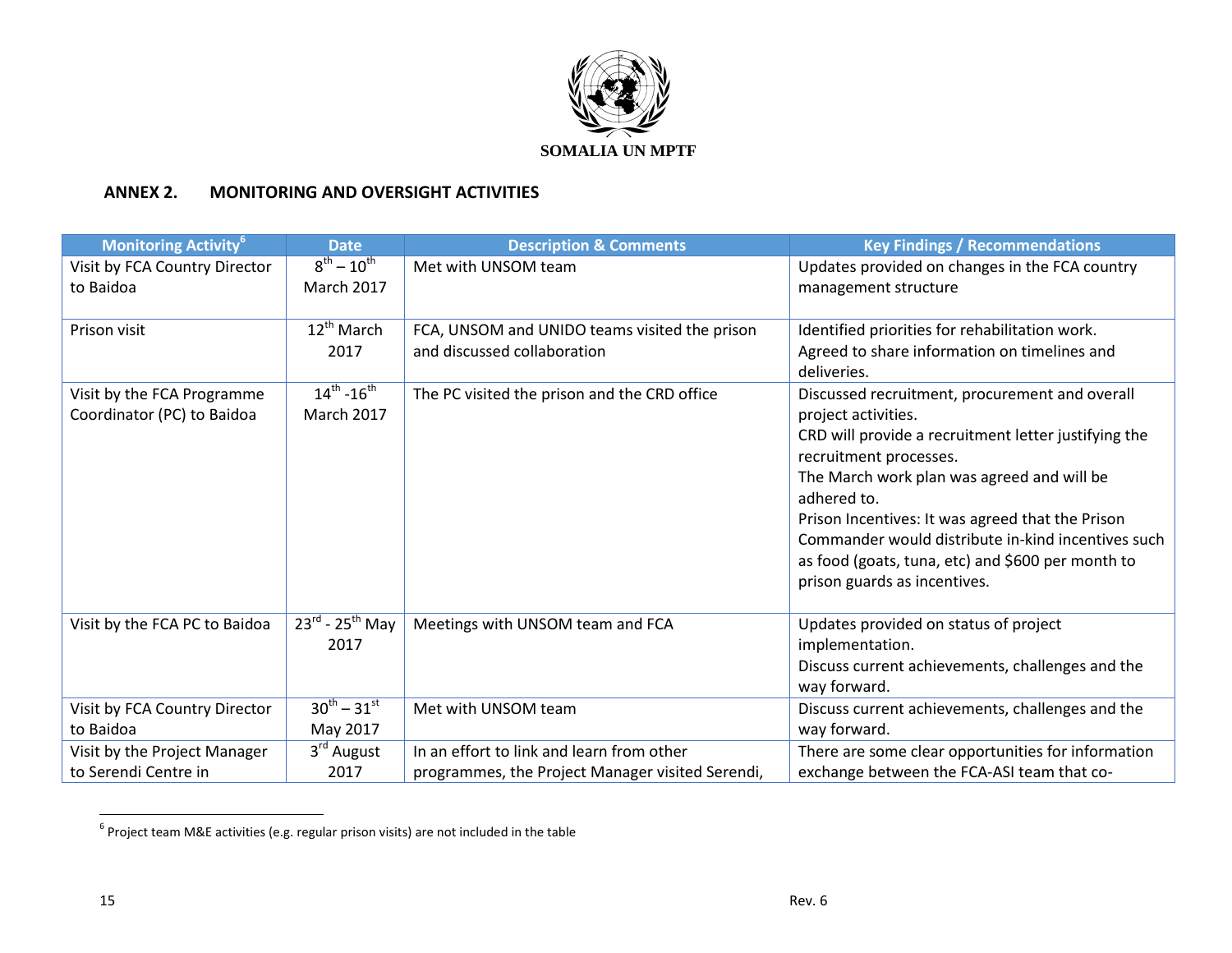SOMALIA UN MPTF

## ANNEX 2. MONITORING AND OVERSIGHT ACTIVITIES

| Monitoring Activity[6] | Date | Description & Comments | Key Findings / Recommendations |
|---|---|---|---|
| Visit by FCA Country Director to Baidoa | 8th – 10th March 2017 | Met with UNSOM team | Updates provided on changes in the FCA country management structure |
| Prison visit | 12th March 2017 | FCA, UNSOM and UNIDO teams visited the prison and discussed collaboration | Identified priorities for rehabilitation work. Agreed to share information on timelines and deliveries. |
| Visit by the FCA Programme Coordinator (PC) to Baidoa | 14th -16th March 2017 | The PC visited the prison and the CRD office | Discussed recruitment, procurement and overall project activities. CRD will provide a recruitment letter justifying the recruitment processes. The March work plan was agreed and will be adhered to. Prison Incentives: It was agreed that the Prison Commander would distribute in-kind incentives such as food (goats, tuna, etc) and $600 per month to prison guards as incentives. |
| Visit by the FCA PC to Baidoa | 23rd - 25th May 2017 | Meetings with UNSOM team and FCA | Updates provided on status of project implementation. Discuss current achievements, challenges and the way forward. |
| Visit by FCA Country Director to Baidoa | 30th – 31st May 2017 | Met with UNSOM team | Discuss current achievements, challenges and the way forward. |
| Visit by the Project Manager to Serendi Centre in | 3rd August 2017 | In an effort to link and learn from other programmes, the Project Manager visited Serendi, | There are some clear opportunities for information exchange between the FCA-ASI team that co- |

[6] Project team M&E activities (e.g. regular prison visits) are not included in the table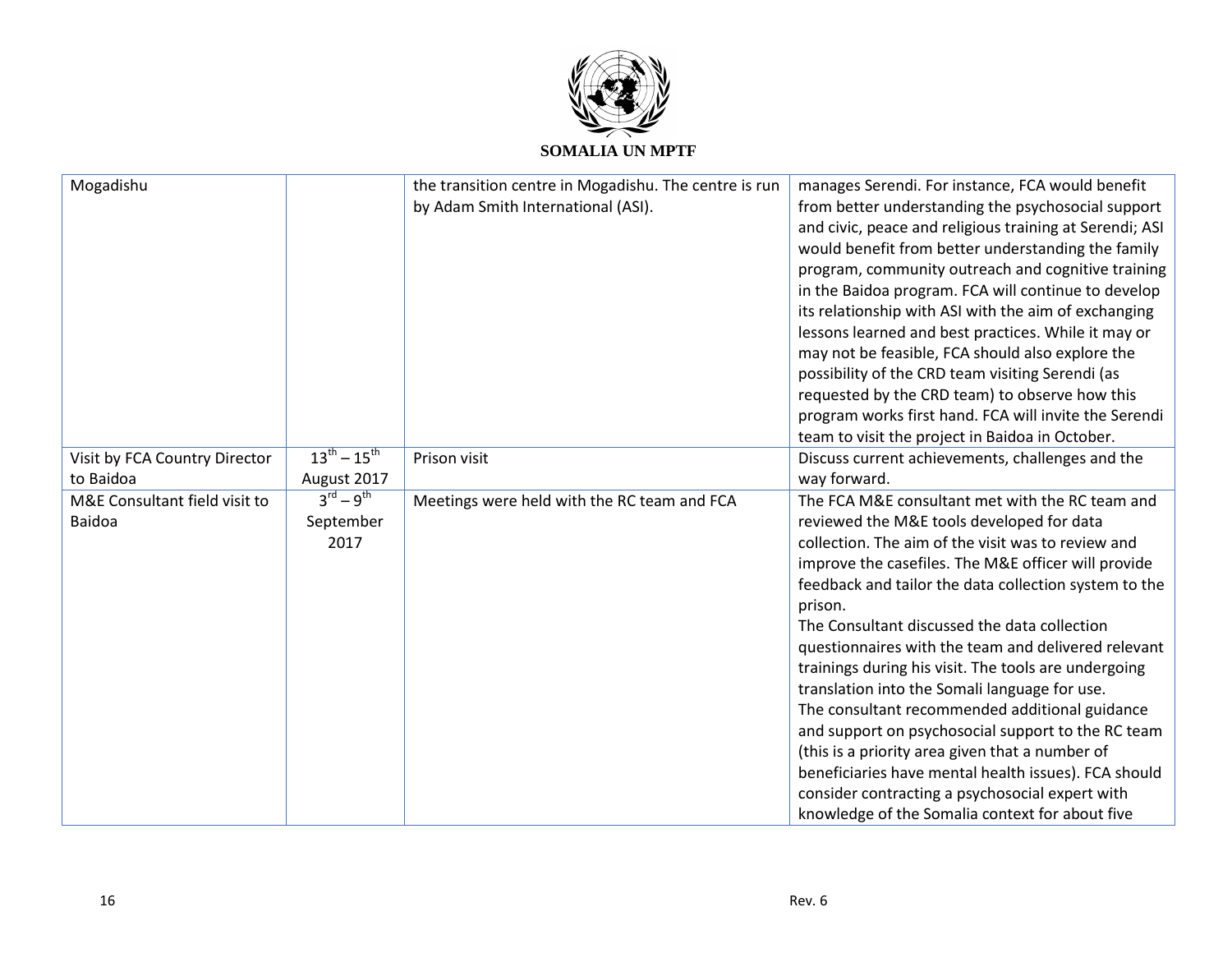| | | | |
|---|---|---|---|
| Mogadishu | | the transition centre in Mogadishu. The centre is run by Adam Smith International (ASI). | manages Serendi. For instance, FCA would benefit from better understanding the psychosocial support and civic, peace and religious training at Serendi; ASI would benefit from better understanding the family program, community outreach and cognitive training in the Baidoa program. FCA will continue to develop its relationship with ASI with the aim of exchanging lessons learned and best practices. While it may or may not be feasible, FCA should also explore the possibility of the CRD team visiting Serendi (as requested by the CRD team) to observe how this program works first hand. FCA will invite the Serendi team to visit the project in Baidoa in October. |
| Visit by FCA Country Director to Baidoa | 13th – 15th August 2017 | Prison visit | Discuss current achievements, challenges and the way forward. |
| M&E Consultant field visit to Baidoa | 3rd – 9th September 2017 | Meetings were held with the RC team and FCA | The FCA M&E consultant met with the RC team and reviewed the M&E tools developed for data collection. The aim of the visit was to review and improve the casefiles. The M&E officer will provide feedback and tailor the data collection system to the prison.<br>The Consultant discussed the data collection questionnaires with the team and delivered relevant trainings during his visit. The tools are undergoing translation into the Somali language for use.<br>The consultant recommended additional guidance and support on psychosocial support to the RC team (this is a priority area given that a number of beneficiaries have mental health issues). FCA should consider contracting a psychosocial expert with knowledge of the Somalia context for about five |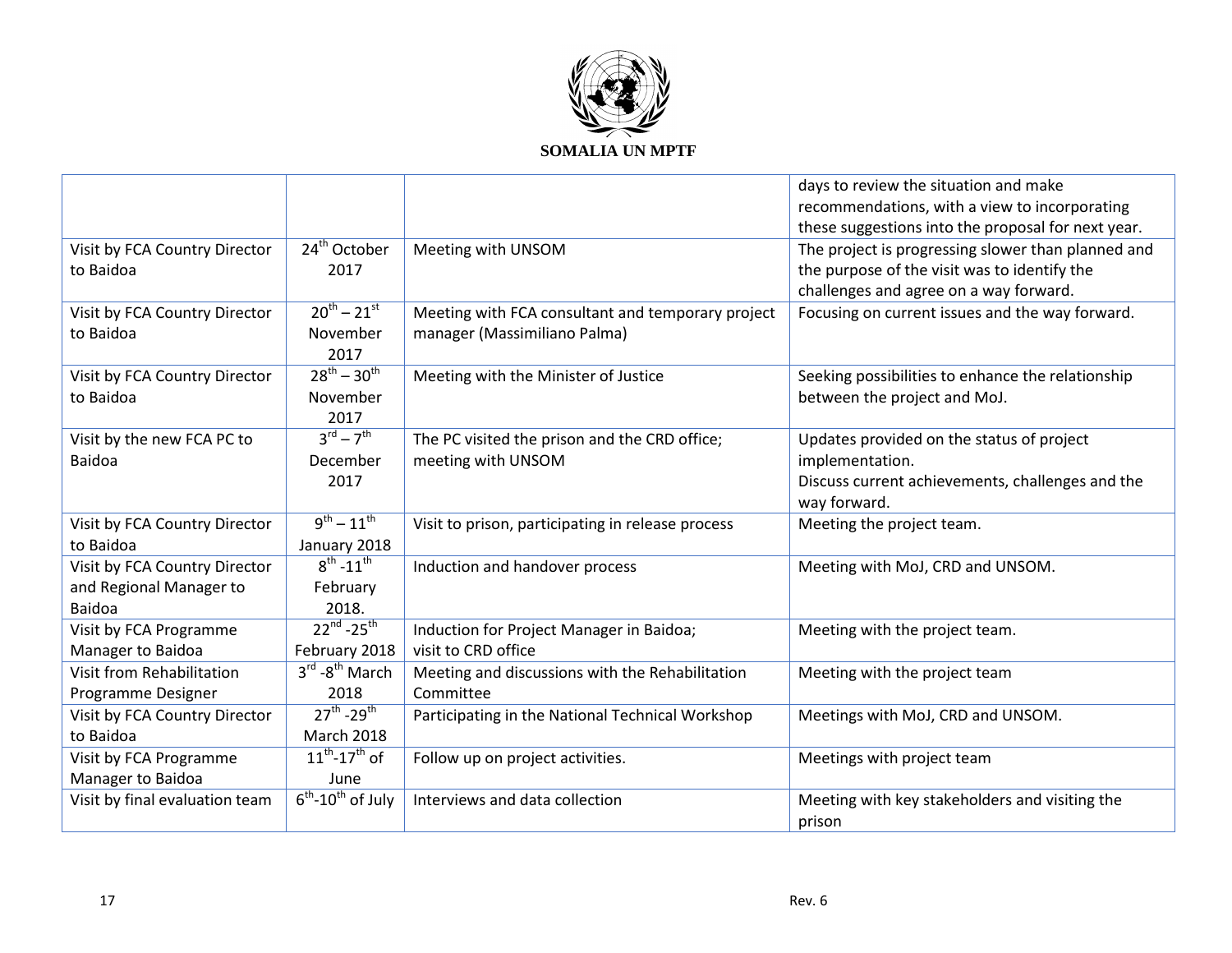| | | | days to review the situation and make recommendations, with a view to incorporating these suggestions into the proposal for next year. |
|---|---|---|---|
| Visit by FCA Country Director to Baidoa | 24th October 2017 | Meeting with UNSOM | The project is progressing slower than planned and the purpose of the visit was to identify the challenges and agree on a way forward. |
| Visit by FCA Country Director to Baidoa | 20th – 21st November 2017 | Meeting with FCA consultant and temporary project manager (Massimiliano Palma) | Focusing on current issues and the way forward. |
| Visit by FCA Country Director to Baidoa | 28th – 30th November 2017 | Meeting with the Minister of Justice | Seeking possibilities to enhance the relationship between the project and MoJ. |
| Visit by the new FCA PC to Baidoa | 3rd – 7th December 2017 | The PC visited the prison and the CRD office; meeting with UNSOM | Updates provided on the status of project implementation.<br>Discuss current achievements, challenges and the way forward. |
| Visit by FCA Country Director to Baidoa | 9th – 11th January 2018 | Visit to prison, participating in release process | Meeting the project team. |
| Visit by FCA Country Director and Regional Manager to Baidoa | 8th -11th February 2018. | Induction and handover process | Meeting with MoJ, CRD and UNSOM. |
| Visit by FCA Programme Manager to Baidoa | 22nd -25th February 2018 | Induction for Project Manager in Baidoa; visit to CRD office | Meeting with the project team. |
| Visit from Rehabilitation Programme Designer | 3rd -8th March 2018 | Meeting and discussions with the Rehabilitation Committee | Meeting with the project team |
| Visit by FCA Country Director to Baidoa | 27th -29th March 2018 | Participating in the National Technical Workshop | Meetings with MoJ, CRD and UNSOM. |
| Visit by FCA Programme Manager to Baidoa | 11th-17th of June | Follow up on project activities. | Meetings with project team |
| Visit by final evaluation team | 6th-10th of July | Interviews and data collection | Meeting with key stakeholders and visiting the prison |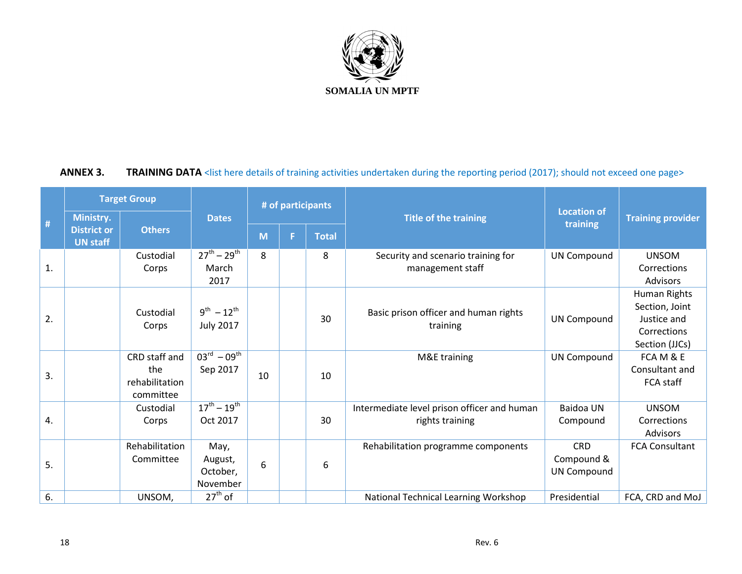SOMALIA UN MPTF

**ANNEX 3. TRAINING DATA** <list here details of training activities undertaken during the reporting period (2017); should not exceed one page>

| # | Target Group | | Dates | # of participants | | | Title of the training | Location of training | Training provider |
|---|---|---|---|---|---|---|---|---|---|
| | Ministry. District or UN staff | Others | | M | F | Total | | | |
| 1. | | Custodial Corps | 27th – 29th March 2017 | 8 | | 8 | Security and scenario training for management staff | UN Compound | UNSOM Corrections Advisors |
| 2. | | Custodial Corps | 9th – 12th July 2017 | | | 30 | Basic prison officer and human rights training | UN Compound | Human Rights Section, Joint Justice and Corrections Section (JJCs) |
| 3. | | CRD staff and the rehabilitation committee | 03rd – 09th Sep 2017 | 10 | | 10 | M&E training | UN Compound | FCA M & E Consultant and FCA staff |
| 4. | | Custodial Corps | 17th – 19th Oct 2017 | | | 30 | Intermediate level prison officer and human rights training | Baidoa UN Compound | UNSOM Corrections Advisors |
| 5. | | Rehabilitation Committee | May, August, October, November | 6 | | 6 | Rehabilitation programme components | CRD Compound & UN Compound | FCA Consultant |
| 6. | | UNSOM, | 27th of | | | | National Technical Learning Workshop | Presidential | FCA, CRD and MoJ |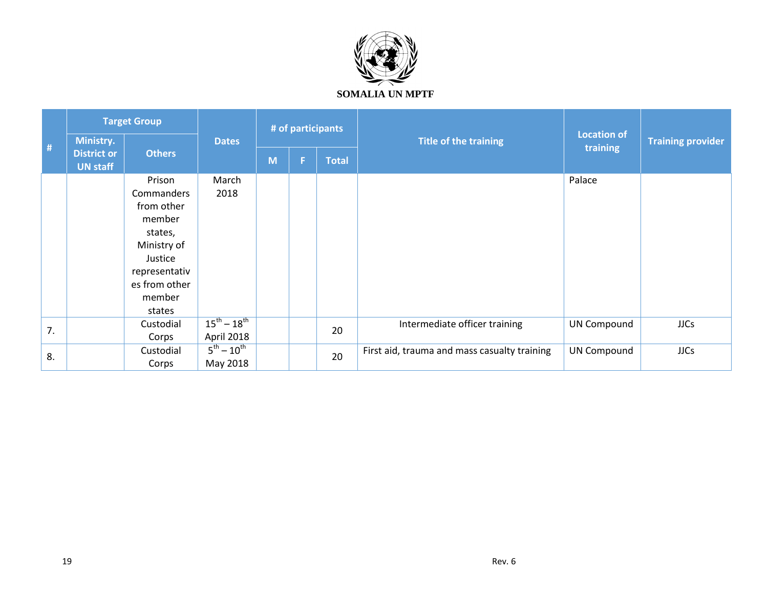**SOMALIA UN MPTF**

| # | Target Group | | Dates | # of participants | | | Title of the training | Location of training | Training provider |
|---|---|---|---|---|---|---|---|---|---|
| | Ministry. District or UN staff | Others | | M | F | Total | | | |
| | | Prison Commanders from other member states, Ministry of Justice representatives from other member states | March 2018 | | | | | Palace | |
| 7. | | Custodial Corps | 15th – 18th April 2018 | | | 20 | Intermediate officer training | UN Compound | JJCs |
| 8. | | Custodial Corps | 5th – 10th May 2018 | | | 20 | First aid, trauma and mass casualty training | UN Compound | JJCs |

Rev. 6